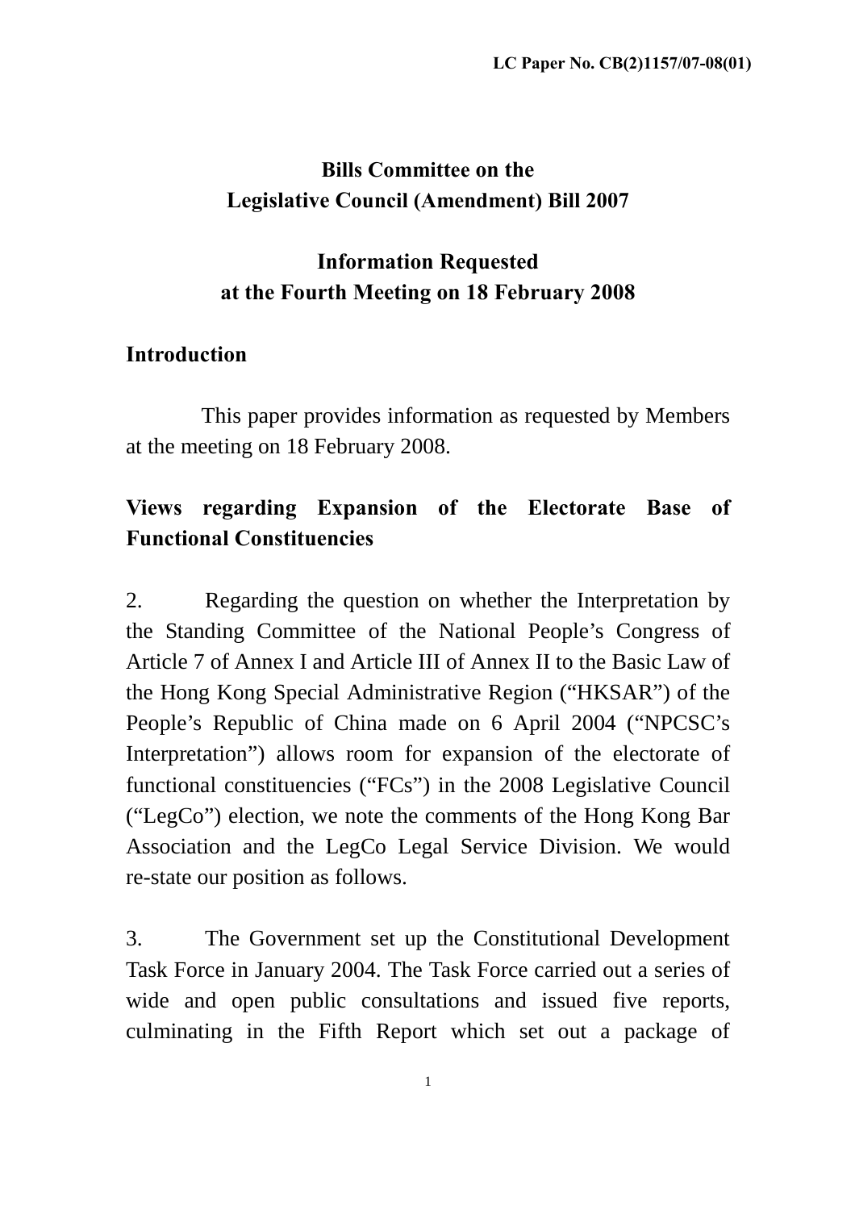LC Paper No. CB(2)1157/07-08(01)

# Bills Committee on the Legislative Council (Amendment) Bill 2007

## Information Requested at the Fourth Meeting on 18 February 2008

### Introduction

This paper provides information as requested by Members at the meeting on 18 February 2008.

### Views regarding Expansion of the Electorate Base of Functional Constituencies

2. Regarding the question on whether the Interpretation by the Standing Committee of the National People's Congress of Article 7 of Annex I and Article III of Annex II to the Basic Law of the Hong Kong Special Administrative Region ("HKSAR") of the People's Republic of China made on 6 April 2004 ("NPCSC's Interpretation") allows room for expansion of the electorate of functional constituencies ("FCs") in the 2008 Legislative Council ("LegCo") election, we note the comments of the Hong Kong Bar Association and the LegCo Legal Service Division. We would re-state our position as follows.

3. The Government set up the Constitutional Development Task Force in January 2004. The Task Force carried out a series of wide and open public consultations and issued five reports, culminating in the Fifth Report which set out a package of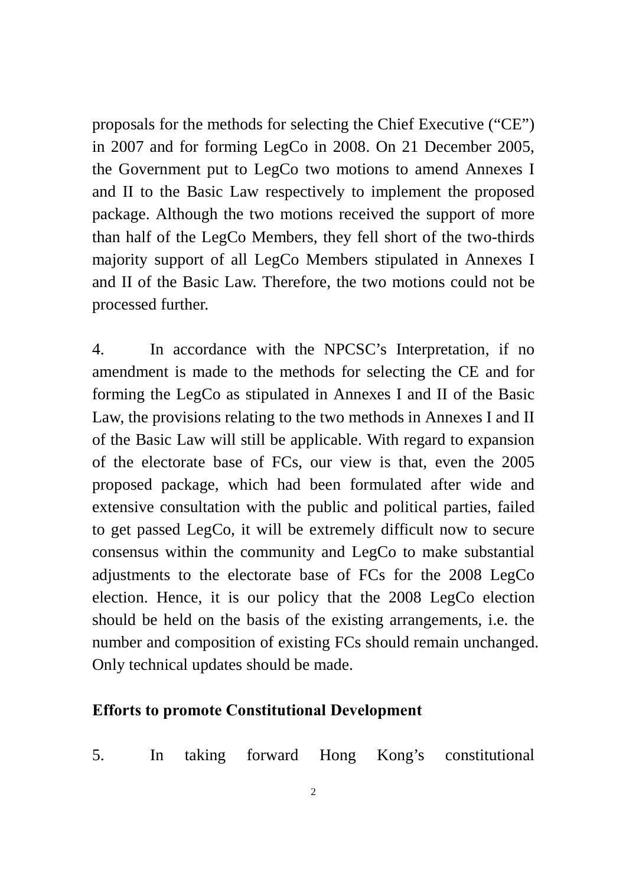proposals for the methods for selecting the Chief Executive ("CE") in 2007 and for forming LegCo in 2008. On 21 December 2005, the Government put to LegCo two motions to amend Annexes I and II to the Basic Law respectively to implement the proposed package. Although the two motions received the support of more than half of the LegCo Members, they fell short of the two-thirds majority support of all LegCo Members stipulated in Annexes I and II of the Basic Law. Therefore, the two motions could not be processed further.

4. In accordance with the NPCSC's Interpretation, if no amendment is made to the methods for selecting the CE and for forming the LegCo as stipulated in Annexes I and II of the Basic Law, the provisions relating to the two methods in Annexes I and II of the Basic Law will still be applicable. With regard to expansion of the electorate base of FCs, our view is that, even the 2005 proposed package, which had been formulated after wide and extensive consultation with the public and political parties, failed to get passed LegCo, it will be extremely difficult now to secure consensus within the community and LegCo to make substantial adjustments to the electorate base of FCs for the 2008 LegCo election. Hence, it is our policy that the 2008 LegCo election should be held on the basis of the existing arrangements, i.e. the number and composition of existing FCs should remain unchanged. Only technical updates should be made.

**Efforts to promote Constitutional Development**

5. In taking forward Hong Kong's constitutional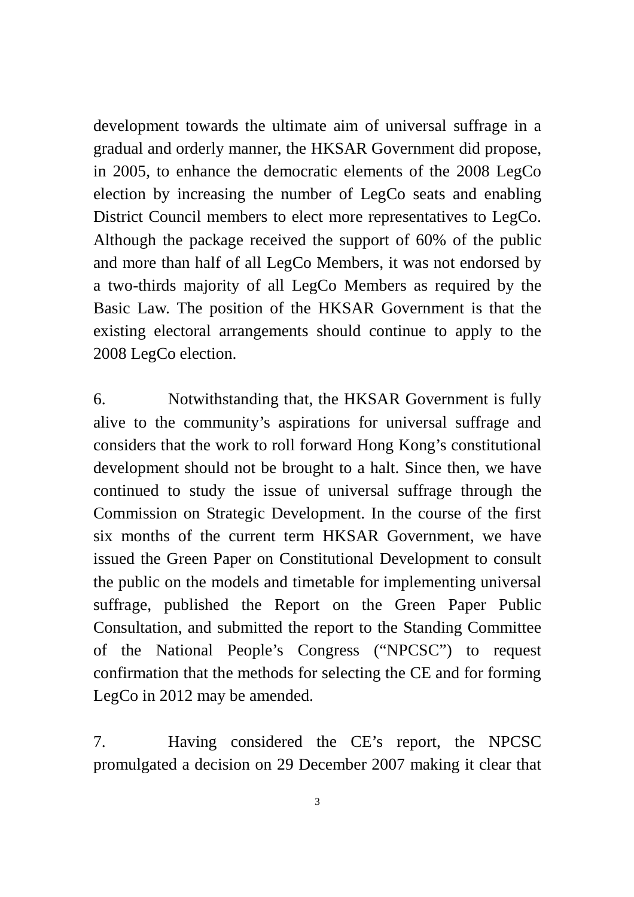development towards the ultimate aim of universal suffrage in a gradual and orderly manner, the HKSAR Government did propose, in 2005, to enhance the democratic elements of the 2008 LegCo election by increasing the number of LegCo seats and enabling District Council members to elect more representatives to LegCo. Although the package received the support of 60% of the public and more than half of all LegCo Members, it was not endorsed by a two-thirds majority of all LegCo Members as required by the Basic Law. The position of the HKSAR Government is that the existing electoral arrangements should continue to apply to the 2008 LegCo election.

6. Notwithstanding that, the HKSAR Government is fully alive to the community's aspirations for universal suffrage and considers that the work to roll forward Hong Kong's constitutional development should not be brought to a halt. Since then, we have continued to study the issue of universal suffrage through the Commission on Strategic Development. In the course of the first six months of the current term HKSAR Government, we have issued the Green Paper on Constitutional Development to consult the public on the models and timetable for implementing universal suffrage, published the Report on the Green Paper Public Consultation, and submitted the report to the Standing Committee of the National People's Congress ("NPCSC") to request confirmation that the methods for selecting the CE and for forming LegCo in 2012 may be amended.

7. Having considered the CE's report, the NPCSC promulgated a decision on 29 December 2007 making it clear that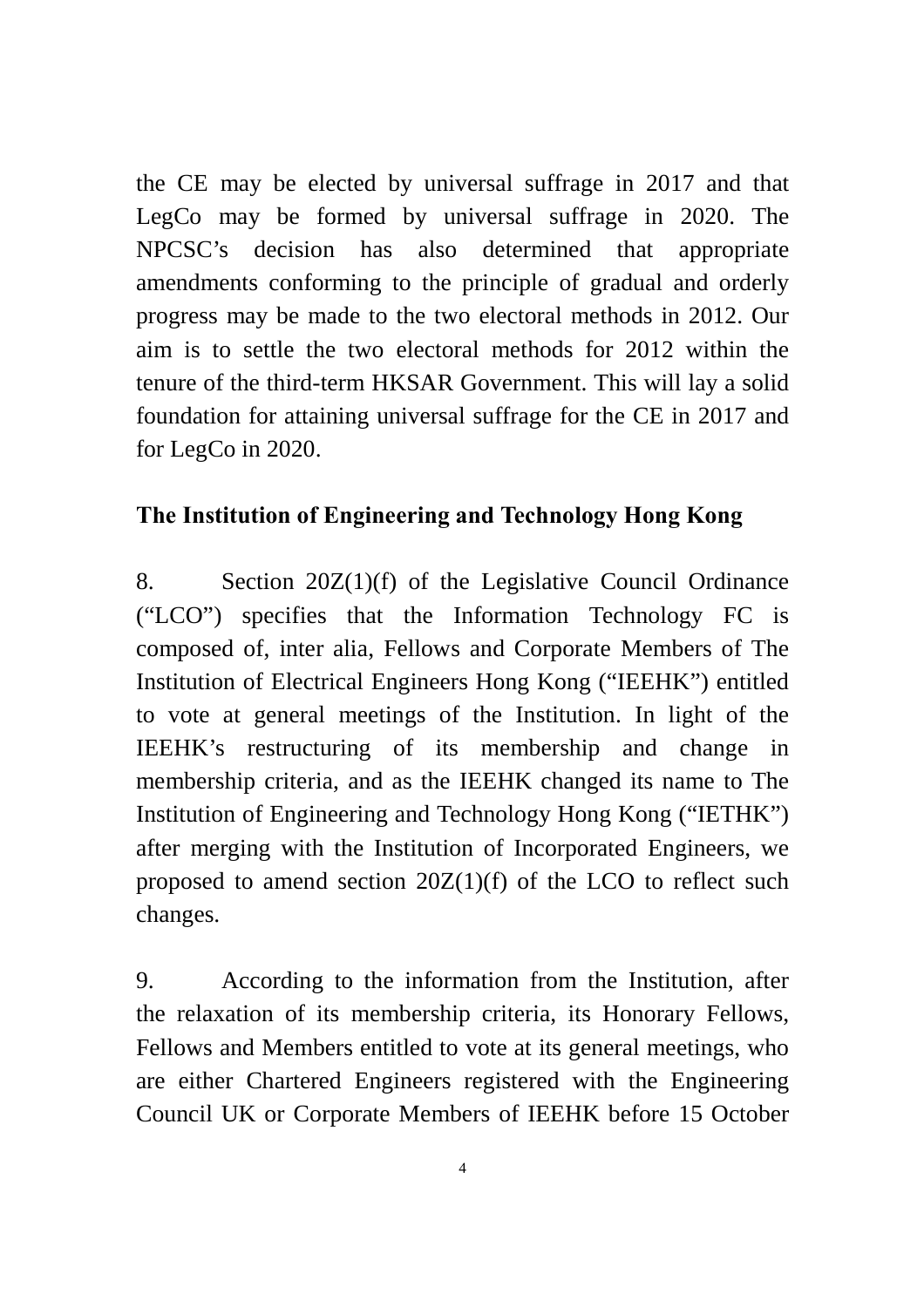the CE may be elected by universal suffrage in 2017 and that LegCo may be formed by universal suffrage in 2020. The NPCSC's decision has also determined that appropriate amendments conforming to the principle of gradual and orderly progress may be made to the two electoral methods in 2012. Our aim is to settle the two electoral methods for 2012 within the tenure of the third-term HKSAR Government. This will lay a solid foundation for attaining universal suffrage for the CE in 2017 and for LegCo in 2020.

**The Institution of Engineering and Technology Hong Kong**

8. Section 20Z(1)(f) of the Legislative Council Ordinance ("LCO") specifies that the Information Technology FC is composed of, inter alia, Fellows and Corporate Members of The Institution of Electrical Engineers Hong Kong ("IEEHK") entitled to vote at general meetings of the Institution. In light of the IEEHK's restructuring of its membership and change in membership criteria, and as the IEEHK changed its name to The Institution of Engineering and Technology Hong Kong ("IETHK") after merging with the Institution of Incorporated Engineers, we proposed to amend section 20Z(1)(f) of the LCO to reflect such changes.

9. According to the information from the Institution, after the relaxation of its membership criteria, its Honorary Fellows, Fellows and Members entitled to vote at its general meetings, who are either Chartered Engineers registered with the Engineering Council UK or Corporate Members of IEEHK before 15 October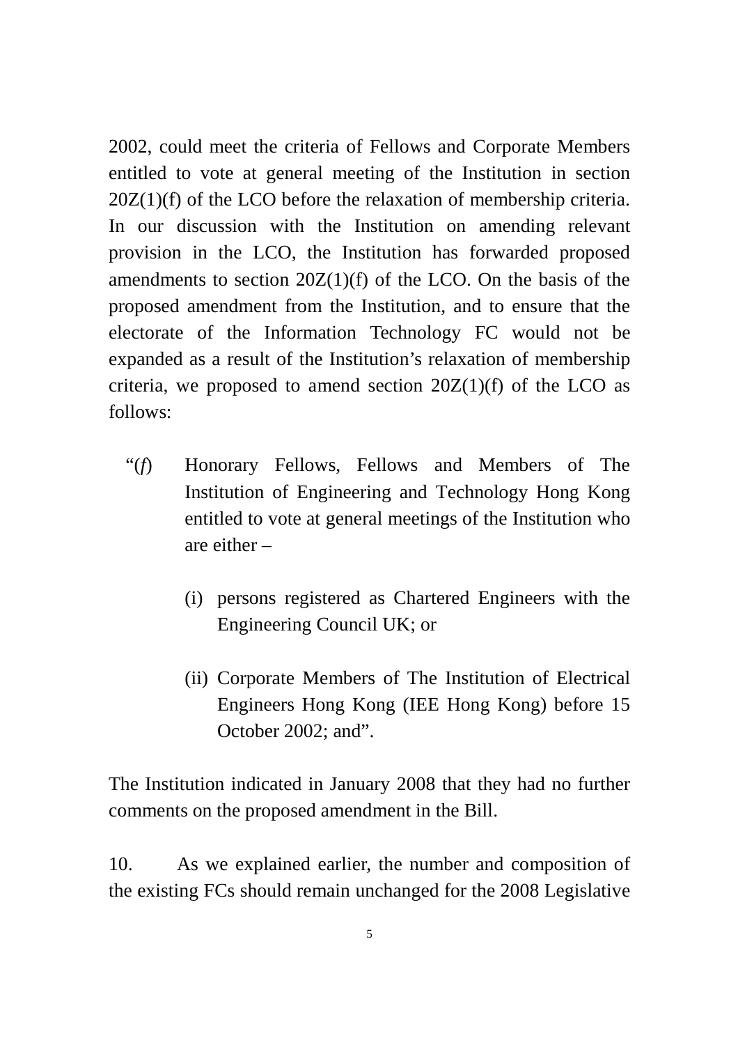2002, could meet the criteria of Fellows and Corporate Members entitled to vote at general meeting of the Institution in section 20Z(1)(f) of the LCO before the relaxation of membership criteria. In our discussion with the Institution on amending relevant provision in the LCO, the Institution has forwarded proposed amendments to section 20Z(1)(f) of the LCO. On the basis of the proposed amendment from the Institution, and to ensure that the electorate of the Information Technology FC would not be expanded as a result of the Institution's relaxation of membership criteria, we proposed to amend section 20Z(1)(f) of the LCO as follows:

> "(*f*) Honorary Fellows, Fellows and Members of The Institution of Engineering and Technology Hong Kong entitled to vote at general meetings of the Institution who are either –
>
> (i) persons registered as Chartered Engineers with the Engineering Council UK; or
>
> (ii) Corporate Members of The Institution of Electrical Engineers Hong Kong (IEE Hong Kong) before 15 October 2002; and".

The Institution indicated in January 2008 that they had no further comments on the proposed amendment in the Bill.

10. As we explained earlier, the number and composition of the existing FCs should remain unchanged for the 2008 Legislative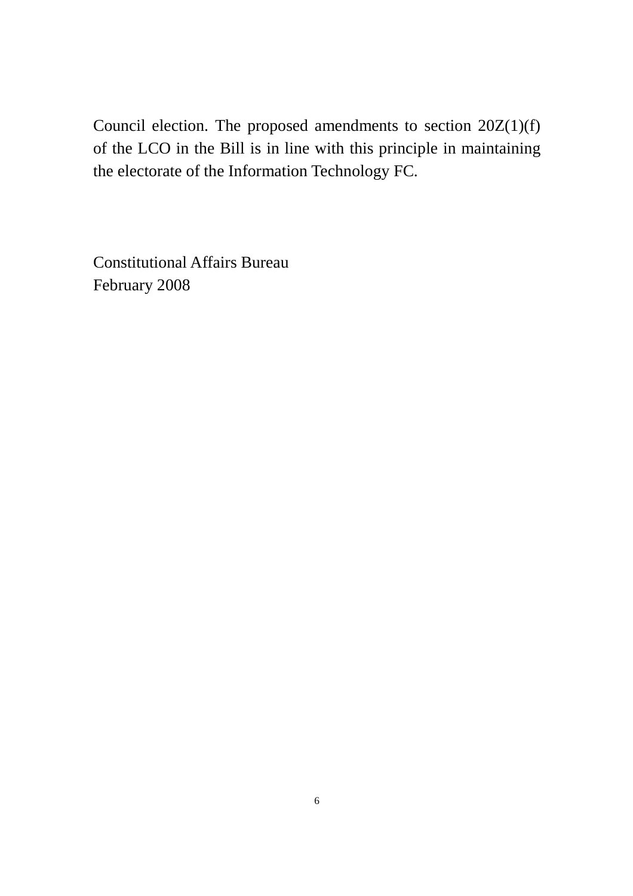Council election. The proposed amendments to section 20Z(1)(f) of the LCO in the Bill is in line with this principle in maintaining the electorate of the Information Technology FC.

Constitutional Affairs Bureau
February 2008